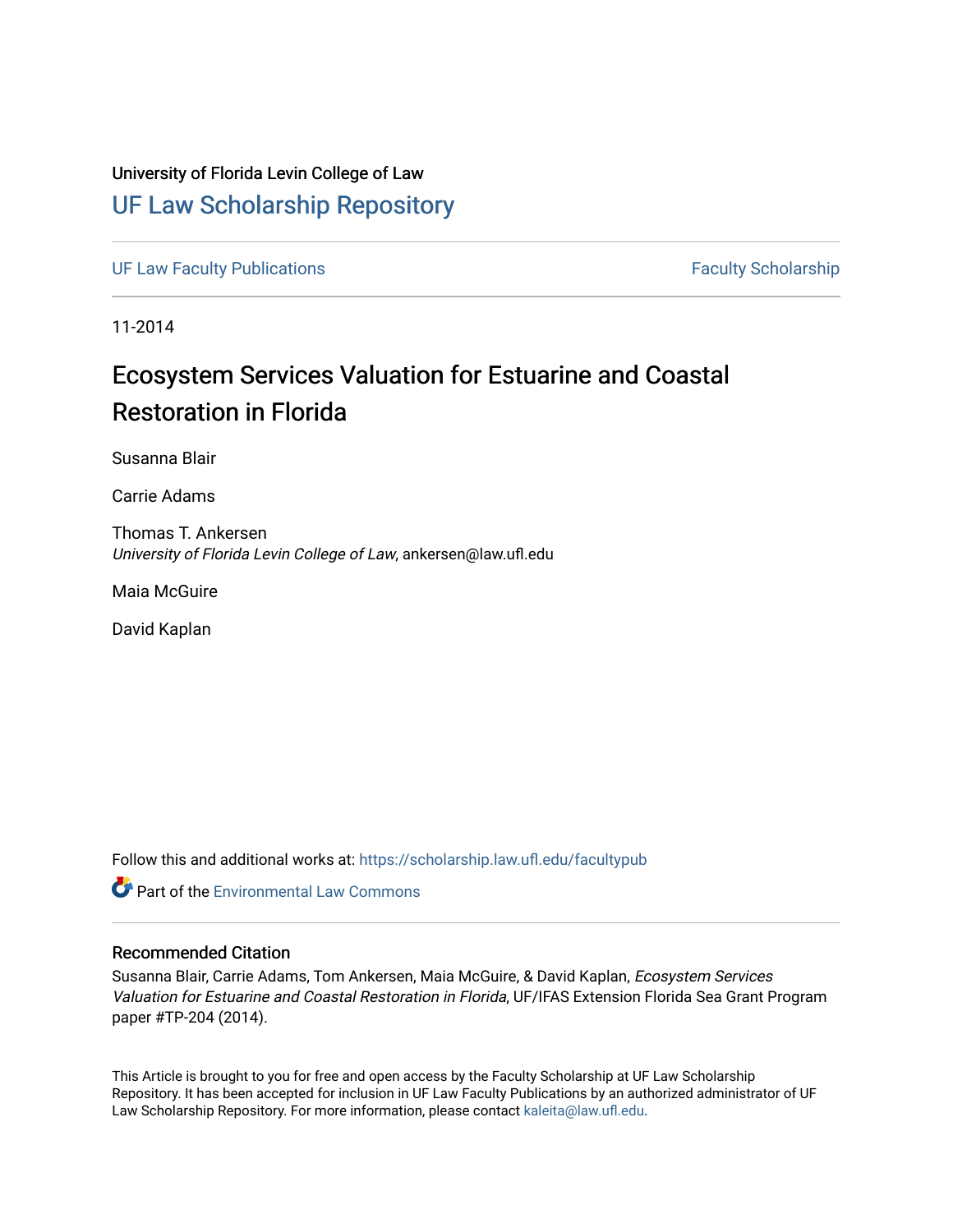University of Florida Levin College of Law

# UF Law Scholarship Repository

UF Law Faculty Publications | Faculty Scholarship

11-2014

# Ecosystem Services Valuation for Estuarine and Coastal Restoration in Florida

Susanna Blair

Carrie Adams

Thomas T. Ankersen
*University of Florida Levin College of Law*, ankersen@law.ufl.edu

Maia McGuire

David Kaplan

Follow this and additional works at: https://scholarship.law.ufl.edu/facultypub

Part of the Environmental Law Commons

## Recommended Citation

Susanna Blair, Carrie Adams, Tom Ankersen, Maia McGuire, & David Kaplan, *Ecosystem Services Valuation for Estuarine and Coastal Restoration in Florida*, UF/IFAS Extension Florida Sea Grant Program paper #TP-204 (2014).

This Article is brought to you for free and open access by the Faculty Scholarship at UF Law Scholarship Repository. It has been accepted for inclusion in UF Law Faculty Publications by an authorized administrator of UF Law Scholarship Repository. For more information, please contact kaleita@law.ufl.edu.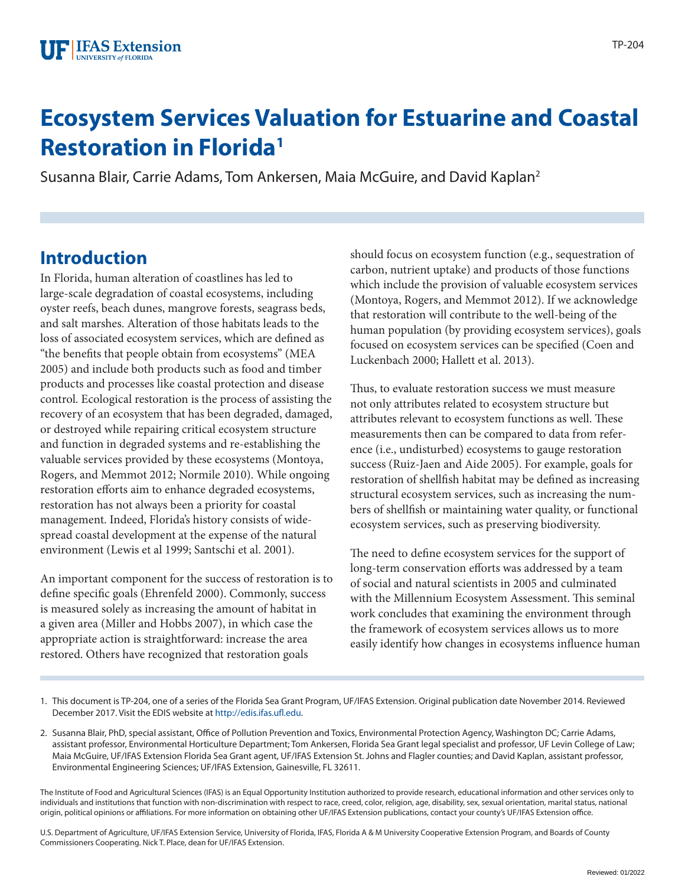# Ecosystem Services Valuation for Estuarine and Coastal Restoration in Florida[1]

Susanna Blair, Carrie Adams, Tom Ankersen, Maia McGuire, and David Kaplan[2]

## Introduction

In Florida, human alteration of coastlines has led to large-scale degradation of coastal ecosystems, including oyster reefs, beach dunes, mangrove forests, seagrass beds, and salt marshes. Alteration of those habitats leads to the loss of associated ecosystem services, which are defined as "the benefits that people obtain from ecosystems" (MEA 2005) and include both products such as food and timber products and processes like coastal protection and disease control. Ecological restoration is the process of assisting the recovery of an ecosystem that has been degraded, damaged, or destroyed while repairing critical ecosystem structure and function in degraded systems and re-establishing the valuable services provided by these ecosystems (Montoya, Rogers, and Memmot 2012; Normile 2010). While ongoing restoration efforts aim to enhance degraded ecosystems, restoration has not always been a priority for coastal management. Indeed, Florida's history consists of widespread coastal development at the expense of the natural environment (Lewis et al 1999; Santschi et al. 2001).

An important component for the success of restoration is to define specific goals (Ehrenfeld 2000). Commonly, success is measured solely as increasing the amount of habitat in a given area (Miller and Hobbs 2007), in which case the appropriate action is straightforward: increase the area restored. Others have recognized that restoration goals should focus on ecosystem function (e.g., sequestration of carbon, nutrient uptake) and products of those functions which include the provision of valuable ecosystem services (Montoya, Rogers, and Memmot 2012). If we acknowledge that restoration will contribute to the well-being of the human population (by providing ecosystem services), goals focused on ecosystem services can be specified (Coen and Luckenbach 2000; Hallett et al. 2013).

Thus, to evaluate restoration success we must measure not only attributes related to ecosystem structure but attributes relevant to ecosystem functions as well. These measurements then can be compared to data from reference (i.e., undisturbed) ecosystems to gauge restoration success (Ruiz-Jaen and Aide 2005). For example, goals for restoration of shellfish habitat may be defined as increasing structural ecosystem services, such as increasing the numbers of shellfish or maintaining water quality, or functional ecosystem services, such as preserving biodiversity.

The need to define ecosystem services for the support of long-term conservation efforts was addressed by a team of social and natural scientists in 2005 and culminated with the Millennium Ecosystem Assessment. This seminal work concludes that examining the environment through the framework of ecosystem services allows us to more easily identify how changes in ecosystems influence human

1. This document is TP-204, one of a series of the Florida Sea Grant Program, UF/IFAS Extension. Original publication date November 2014. Reviewed December 2017. Visit the EDIS website at http://edis.ifas.ufl.edu.

2. Susanna Blair, PhD, special assistant, Office of Pollution Prevention and Toxics, Environmental Protection Agency, Washington DC; Carrie Adams, assistant professor, Environmental Horticulture Department; Tom Ankersen, Florida Sea Grant legal specialist and professor, UF Levin College of Law; Maia McGuire, UF/IFAS Extension Florida Sea Grant agent, UF/IFAS Extension St. Johns and Flagler counties; and David Kaplan, assistant professor, Environmental Engineering Sciences; UF/IFAS Extension, Gainesville, FL 32611.

The Institute of Food and Agricultural Sciences (IFAS) is an Equal Opportunity Institution authorized to provide research, educational information and other services only to individuals and institutions that function with non-discrimination with respect to race, creed, color, religion, age, disability, sex, sexual orientation, marital status, national origin, political opinions or affiliations. For more information on obtaining other UF/IFAS Extension publications, contact your county's UF/IFAS Extension office.

U.S. Department of Agriculture, UF/IFAS Extension Service, University of Florida, IFAS, Florida A & M University Cooperative Extension Program, and Boards of County Commissioners Cooperating. Nick T. Place, dean for UF/IFAS Extension.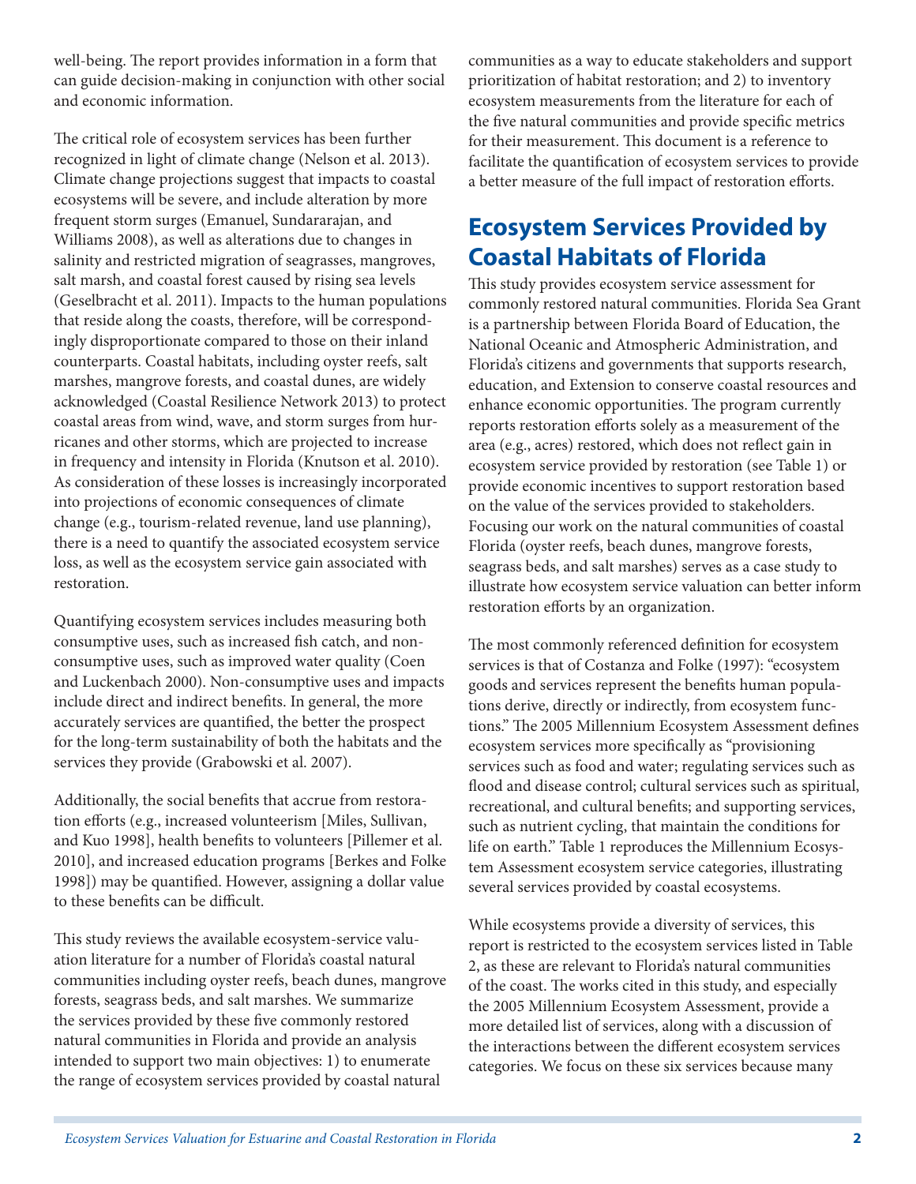well-being. The report provides information in a form that can guide decision-making in conjunction with other social and economic information.

The critical role of ecosystem services has been further recognized in light of climate change (Nelson et al. 2013). Climate change projections suggest that impacts to coastal ecosystems will be severe, and include alteration by more frequent storm surges (Emanuel, Sundararajan, and Williams 2008), as well as alterations due to changes in salinity and restricted migration of seagrasses, mangroves, salt marsh, and coastal forest caused by rising sea levels (Geselbracht et al. 2011). Impacts to the human populations that reside along the coasts, therefore, will be correspondingly disproportionate compared to those on their inland counterparts. Coastal habitats, including oyster reefs, salt marshes, mangrove forests, and coastal dunes, are widely acknowledged (Coastal Resilience Network 2013) to protect coastal areas from wind, wave, and storm surges from hurricanes and other storms, which are projected to increase in frequency and intensity in Florida (Knutson et al. 2010). As consideration of these losses is increasingly incorporated into projections of economic consequences of climate change (e.g., tourism-related revenue, land use planning), there is a need to quantify the associated ecosystem service loss, as well as the ecosystem service gain associated with restoration.

Quantifying ecosystem services includes measuring both consumptive uses, such as increased fish catch, and non-consumptive uses, such as improved water quality (Coen and Luckenbach 2000). Non-consumptive uses and impacts include direct and indirect benefits. In general, the more accurately services are quantified, the better the prospect for the long-term sustainability of both the habitats and the services they provide (Grabowski et al. 2007).

Additionally, the social benefits that accrue from restoration efforts (e.g., increased volunteerism [Miles, Sullivan, and Kuo 1998], health benefits to volunteers [Pillemer et al. 2010], and increased education programs [Berkes and Folke 1998]) may be quantified. However, assigning a dollar value to these benefits can be difficult.

This study reviews the available ecosystem-service valuation literature for a number of Florida's coastal natural communities including oyster reefs, beach dunes, mangrove forests, seagrass beds, and salt marshes. We summarize the services provided by these five commonly restored natural communities in Florida and provide an analysis intended to support two main objectives: 1) to enumerate the range of ecosystem services provided by coastal natural communities as a way to educate stakeholders and support prioritization of habitat restoration; and 2) to inventory ecosystem measurements from the literature for each of the five natural communities and provide specific metrics for their measurement. This document is a reference to facilitate the quantification of ecosystem services to provide a better measure of the full impact of restoration efforts.

## Ecosystem Services Provided by Coastal Habitats of Florida

This study provides ecosystem service assessment for commonly restored natural communities. Florida Sea Grant is a partnership between Florida Board of Education, the National Oceanic and Atmospheric Administration, and Florida's citizens and governments that supports research, education, and Extension to conserve coastal resources and enhance economic opportunities. The program currently reports restoration efforts solely as a measurement of the area (e.g., acres) restored, which does not reflect gain in ecosystem service provided by restoration (see Table 1) or provide economic incentives to support restoration based on the value of the services provided to stakeholders. Focusing our work on the natural communities of coastal Florida (oyster reefs, beach dunes, mangrove forests, seagrass beds, and salt marshes) serves as a case study to illustrate how ecosystem service valuation can better inform restoration efforts by an organization.

The most commonly referenced definition for ecosystem services is that of Costanza and Folke (1997): "ecosystem goods and services represent the benefits human populations derive, directly or indirectly, from ecosystem functions." The 2005 Millennium Ecosystem Assessment defines ecosystem services more specifically as "provisioning services such as food and water; regulating services such as flood and disease control; cultural services such as spiritual, recreational, and cultural benefits; and supporting services, such as nutrient cycling, that maintain the conditions for life on earth." Table 1 reproduces the Millennium Ecosystem Assessment ecosystem service categories, illustrating several services provided by coastal ecosystems.

While ecosystems provide a diversity of services, this report is restricted to the ecosystem services listed in Table 2, as these are relevant to Florida's natural communities of the coast. The works cited in this study, and especially the 2005 Millennium Ecosystem Assessment, provide a more detailed list of services, along with a discussion of the interactions between the different ecosystem services categories. We focus on these six services because many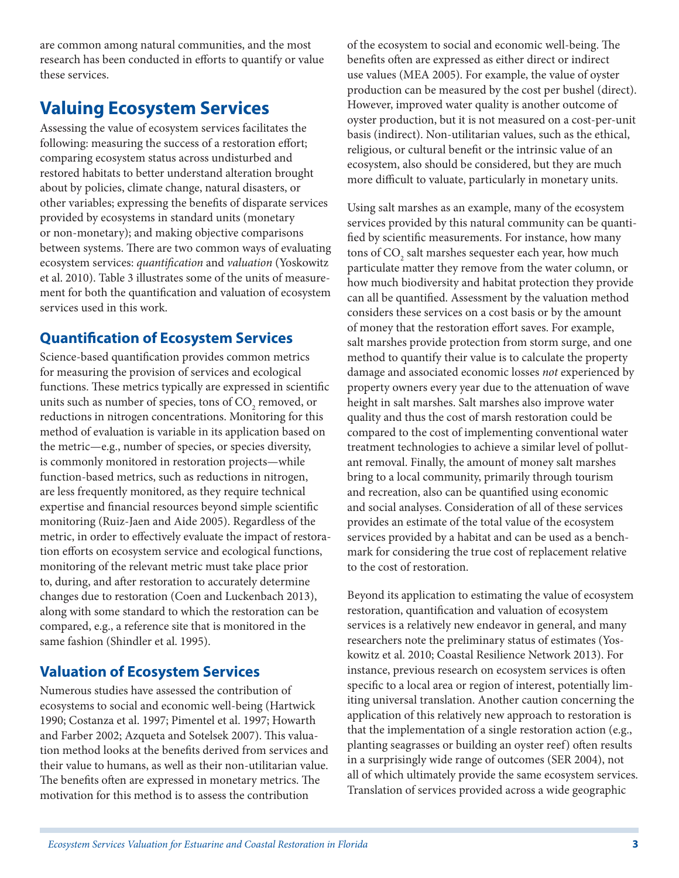are common among natural communities, and the most research has been conducted in efforts to quantify or value these services.

## Valuing Ecosystem Services

Assessing the value of ecosystem services facilitates the following: measuring the success of a restoration effort; comparing ecosystem status across undisturbed and restored habitats to better understand alteration brought about by policies, climate change, natural disasters, or other variables; expressing the benefits of disparate services provided by ecosystems in standard units (monetary or non-monetary); and making objective comparisons between systems. There are two common ways of evaluating ecosystem services: *quantification* and *valuation* (Yoskowitz et al. 2010). Table 3 illustrates some of the units of measurement for both the quantification and valuation of ecosystem services used in this work.

### Quantification of Ecosystem Services

Science-based quantification provides common metrics for measuring the provision of services and ecological functions. These metrics typically are expressed in scientific units such as number of species, tons of $CO_2$ removed, or reductions in nitrogen concentrations. Monitoring for this method of evaluation is variable in its application based on the metric—e.g., number of species, or species diversity, is commonly monitored in restoration projects—while function-based metrics, such as reductions in nitrogen, are less frequently monitored, as they require technical expertise and financial resources beyond simple scientific monitoring (Ruiz-Jaen and Aide 2005). Regardless of the metric, in order to effectively evaluate the impact of restoration efforts on ecosystem service and ecological functions, monitoring of the relevant metric must take place prior to, during, and after restoration to accurately determine changes due to restoration (Coen and Luckenbach 2013), along with some standard to which the restoration can be compared, e.g., a reference site that is monitored in the same fashion (Shindler et al. 1995).

### Valuation of Ecosystem Services

Numerous studies have assessed the contribution of ecosystems to social and economic well-being (Hartwick 1990; Costanza et al. 1997; Pimentel et al. 1997; Howarth and Farber 2002; Azqueta and Sotelsek 2007). This valuation method looks at the benefits derived from services and their value to humans, as well as their non-utilitarian value. The benefits often are expressed in monetary metrics. The motivation for this method is to assess the contribution of the ecosystem to social and economic well-being. The benefits often are expressed as either direct or indirect use values (MEA 2005). For example, the value of oyster production can be measured by the cost per bushel (direct). However, improved water quality is another outcome of oyster production, but it is not measured on a cost-per-unit basis (indirect). Non-utilitarian values, such as the ethical, religious, or cultural benefit or the intrinsic value of an ecosystem, also should be considered, but they are much more difficult to valuate, particularly in monetary units.

Using salt marshes as an example, many of the ecosystem services provided by this natural community can be quantified by scientific measurements. For instance, how many tons of $CO_2$ salt marshes sequester each year, how much particulate matter they remove from the water column, or how much biodiversity and habitat protection they provide can all be quantified. Assessment by the valuation method considers these services on a cost basis or by the amount of money that the restoration effort saves. For example, salt marshes provide protection from storm surge, and one method to quantify their value is to calculate the property damage and associated economic losses *not* experienced by property owners every year due to the attenuation of wave height in salt marshes. Salt marshes also improve water quality and thus the cost of marsh restoration could be compared to the cost of implementing conventional water treatment technologies to achieve a similar level of pollutant removal. Finally, the amount of money salt marshes bring to a local community, primarily through tourism and recreation, also can be quantified using economic and social analyses. Consideration of all of these services provides an estimate of the total value of the ecosystem services provided by a habitat and can be used as a benchmark for considering the true cost of replacement relative to the cost of restoration.

Beyond its application to estimating the value of ecosystem restoration, quantification and valuation of ecosystem services is a relatively new endeavor in general, and many researchers note the preliminary status of estimates (Yoskowitz et al. 2010; Coastal Resilience Network 2013). For instance, previous research on ecosystem services is often specific to a local area or region of interest, potentially limiting universal translation. Another caution concerning the application of this relatively new approach to restoration is that the implementation of a single restoration action (e.g., planting seagrasses or building an oyster reef) often results in a surprisingly wide range of outcomes (SER 2004), not all of which ultimately provide the same ecosystem services. Translation of services provided across a wide geographic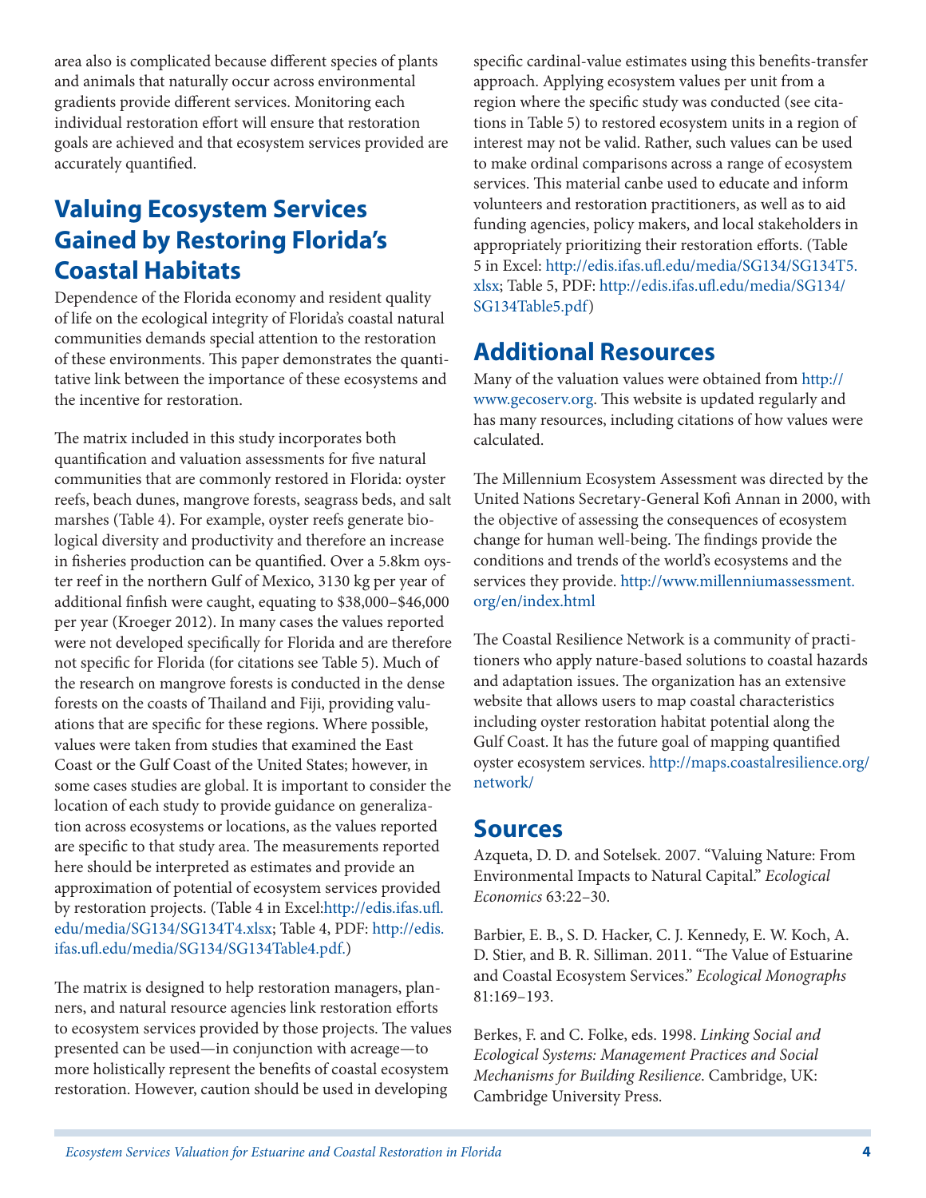area also is complicated because different species of plants and animals that naturally occur across environmental gradients provide different services. Monitoring each individual restoration effort will ensure that restoration goals are achieved and that ecosystem services provided are accurately quantified.

## Valuing Ecosystem Services Gained by Restoring Florida's Coastal Habitats

Dependence of the Florida economy and resident quality of life on the ecological integrity of Florida's coastal natural communities demands special attention to the restoration of these environments. This paper demonstrates the quantitative link between the importance of these ecosystems and the incentive for restoration.

The matrix included in this study incorporates both quantification and valuation assessments for five natural communities that are commonly restored in Florida: oyster reefs, beach dunes, mangrove forests, seagrass beds, and salt marshes (Table 4). For example, oyster reefs generate biological diversity and productivity and therefore an increase in fisheries production can be quantified. Over a 5.8km oyster reef in the northern Gulf of Mexico, 3130 kg per year of additional finfish were caught, equating to $38,000–$46,000 per year (Kroeger 2012). In many cases the values reported were not developed specifically for Florida and are therefore not specific for Florida (for citations see Table 5). Much of the research on mangrove forests is conducted in the dense forests on the coasts of Thailand and Fiji, providing valuations that are specific for these regions. Where possible, values were taken from studies that examined the East Coast or the Gulf Coast of the United States; however, in some cases studies are global. It is important to consider the location of each study to provide guidance on generalization across ecosystems or locations, as the values reported are specific to that study area. The measurements reported here should be interpreted as estimates and provide an approximation of potential of ecosystem services provided by restoration projects. (Table 4 in Excel:http://edis.ifas.ufl.edu/media/SG134/SG134T4.xlsx; Table 4, PDF: http://edis.ifas.ufl.edu/media/SG134/SG134Table4.pdf.)

The matrix is designed to help restoration managers, planners, and natural resource agencies link restoration efforts to ecosystem services provided by those projects. The values presented can be used—in conjunction with acreage—to more holistically represent the benefits of coastal ecosystem restoration. However, caution should be used in developing specific cardinal-value estimates using this benefits-transfer approach. Applying ecosystem values per unit from a region where the specific study was conducted (see citations in Table 5) to restored ecosystem units in a region of interest may not be valid. Rather, such values can be used to make ordinal comparisons across a range of ecosystem services. This material canbe used to educate and inform volunteers and restoration practitioners, as well as to aid funding agencies, policy makers, and local stakeholders in appropriately prioritizing their restoration efforts. (Table 5 in Excel: http://edis.ifas.ufl.edu/media/SG134/SG134T5.xlsx; Table 5, PDF: http://edis.ifas.ufl.edu/media/SG134/SG134Table5.pdf)

## Additional Resources

Many of the valuation values were obtained from http://www.gecoserv.org. This website is updated regularly and has many resources, including citations of how values were calculated.

The Millennium Ecosystem Assessment was directed by the United Nations Secretary-General Kofi Annan in 2000, with the objective of assessing the consequences of ecosystem change for human well-being. The findings provide the conditions and trends of the world's ecosystems and the services they provide. http://www.millenniumassessment.org/en/index.html

The Coastal Resilience Network is a community of practitioners who apply nature-based solutions to coastal hazards and adaptation issues. The organization has an extensive website that allows users to map coastal characteristics including oyster restoration habitat potential along the Gulf Coast. It has the future goal of mapping quantified oyster ecosystem services. http://maps.coastalresilience.org/network/

## Sources

Azqueta, D. D. and Sotelsek. 2007. "Valuing Nature: From Environmental Impacts to Natural Capital." *Ecological Economics* 63:22–30.

Barbier, E. B., S. D. Hacker, C. J. Kennedy, E. W. Koch, A. D. Stier, and B. R. Silliman. 2011. "The Value of Estuarine and Coastal Ecosystem Services." *Ecological Monographs* 81:169–193.

Berkes, F. and C. Folke, eds. 1998. *Linking Social and Ecological Systems: Management Practices and Social Mechanisms for Building Resilience*. Cambridge, UK: Cambridge University Press.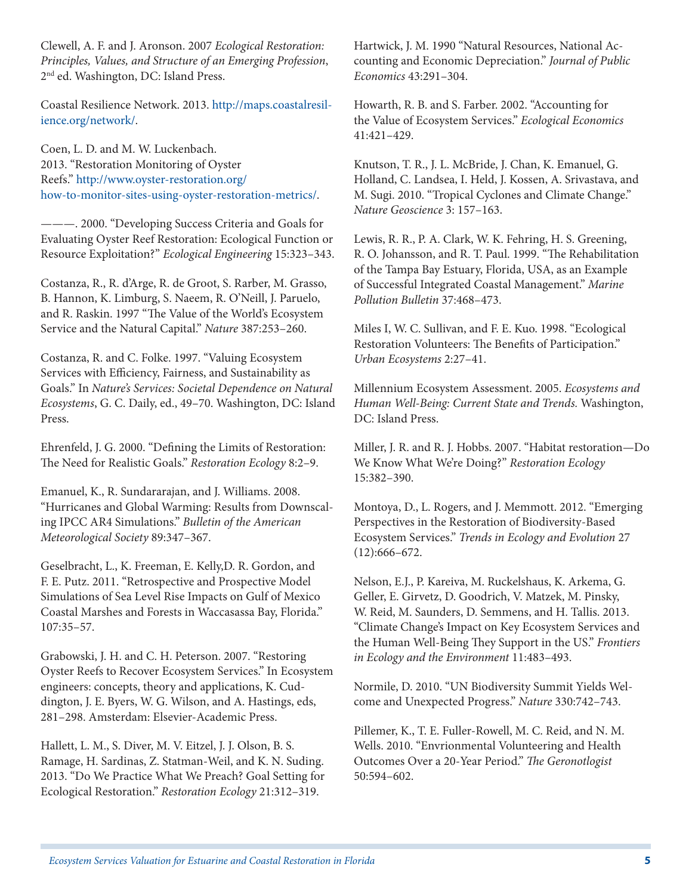Clewell, A. F. and J. Aronson. 2007 *Ecological Restoration: Principles, Values, and Structure of an Emerging Profession*, 2nd ed. Washington, DC: Island Press.

Coastal Resilience Network. 2013. http://maps.coastalresilience.org/network/.

Coen, L. D. and M. W. Luckenbach. 2013. "Restoration Monitoring of Oyster Reefs." http://www.oyster-restoration.org/how-to-monitor-sites-using-oyster-restoration-metrics/.

———. 2000. "Developing Success Criteria and Goals for Evaluating Oyster Reef Restoration: Ecological Function or Resource Exploitation?" *Ecological Engineering* 15:323–343.

Costanza, R., R. d'Arge, R. de Groot, S. Rarber, M. Grasso, B. Hannon, K. Limburg, S. Naeem, R. O'Neill, J. Paruelo, and R. Raskin. 1997 "The Value of the World's Ecosystem Service and the Natural Capital." *Nature* 387:253–260.

Costanza, R. and C. Folke. 1997. "Valuing Ecosystem Services with Efficiency, Fairness, and Sustainability as Goals." In *Nature's Services: Societal Dependence on Natural Ecosystems*, G. C. Daily, ed., 49–70. Washington, DC: Island Press.

Ehrenfeld, J. G. 2000. "Defining the Limits of Restoration: The Need for Realistic Goals." *Restoration Ecology* 8:2–9.

Emanuel, K., R. Sundararajan, and J. Williams. 2008. "Hurricanes and Global Warming: Results from Downscaling IPCC AR4 Simulations." *Bulletin of the American Meteorological Society* 89:347–367.

Geselbracht, L., K. Freeman, E. Kelly,D. R. Gordon, and F. E. Putz. 2011. "Retrospective and Prospective Model Simulations of Sea Level Rise Impacts on Gulf of Mexico Coastal Marshes and Forests in Waccasassa Bay, Florida." 107:35–57.

Grabowski, J. H. and C. H. Peterson. 2007. "Restoring Oyster Reefs to Recover Ecosystem Services." In Ecosystem engineers: concepts, theory and applications, K. Cuddington, J. E. Byers, W. G. Wilson, and A. Hastings, eds, 281–298. Amsterdam: Elsevier-Academic Press.

Hallett, L. M., S. Diver, M. V. Eitzel, J. J. Olson, B. S. Ramage, H. Sardinas, Z. Statman-Weil, and K. N. Suding. 2013. "Do We Practice What We Preach? Goal Setting for Ecological Restoration." *Restoration Ecology* 21:312–319.

Hartwick, J. M. 1990 "Natural Resources, National Accounting and Economic Depreciation." *Journal of Public Economics* 43:291–304.

Howarth, R. B. and S. Farber. 2002. "Accounting for the Value of Ecosystem Services." *Ecological Economics* 41:421–429.

Knutson, T. R., J. L. McBride, J. Chan, K. Emanuel, G. Holland, C. Landsea, I. Held, J. Kossen, A. Srivastava, and M. Sugi. 2010. "Tropical Cyclones and Climate Change." *Nature Geoscience* 3: 157–163.

Lewis, R. R., P. A. Clark, W. K. Fehring, H. S. Greening, R. O. Johansson, and R. T. Paul. 1999. "The Rehabilitation of the Tampa Bay Estuary, Florida, USA, as an Example of Successful Integrated Coastal Management." *Marine Pollution Bulletin* 37:468–473.

Miles I, W. C. Sullivan, and F. E. Kuo. 1998. "Ecological Restoration Volunteers: The Benefits of Participation." *Urban Ecosystems* 2:27–41.

Millennium Ecosystem Assessment. 2005. *Ecosystems and Human Well-Being: Current State and Trends.* Washington, DC: Island Press.

Miller, J. R. and R. J. Hobbs. 2007. "Habitat restoration—Do We Know What We're Doing?" *Restoration Ecology* 15:382–390.

Montoya, D., L. Rogers, and J. Memmott. 2012. "Emerging Perspectives in the Restoration of Biodiversity-Based Ecosystem Services." *Trends in Ecology and Evolution* 27 (12):666–672.

Nelson, E.J., P. Kareiva, M. Ruckelshaus, K. Arkema, G. Geller, E. Girvetz, D. Goodrich, V. Matzek, M. Pinsky, W. Reid, M. Saunders, D. Semmens, and H. Tallis. 2013. "Climate Change's Impact on Key Ecosystem Services and the Human Well-Being They Support in the US." *Frontiers in Ecology and the Environment* 11:483–493.

Normile, D. 2010. "UN Biodiversity Summit Yields Welcome and Unexpected Progress." *Nature* 330:742–743.

Pillemer, K., T. E. Fuller-Rowell, M. C. Reid, and N. M. Wells. 2010. "Envrionmental Volunteering and Health Outcomes Over a 20-Year Period." *The Gerontoltogist* 50:594–602.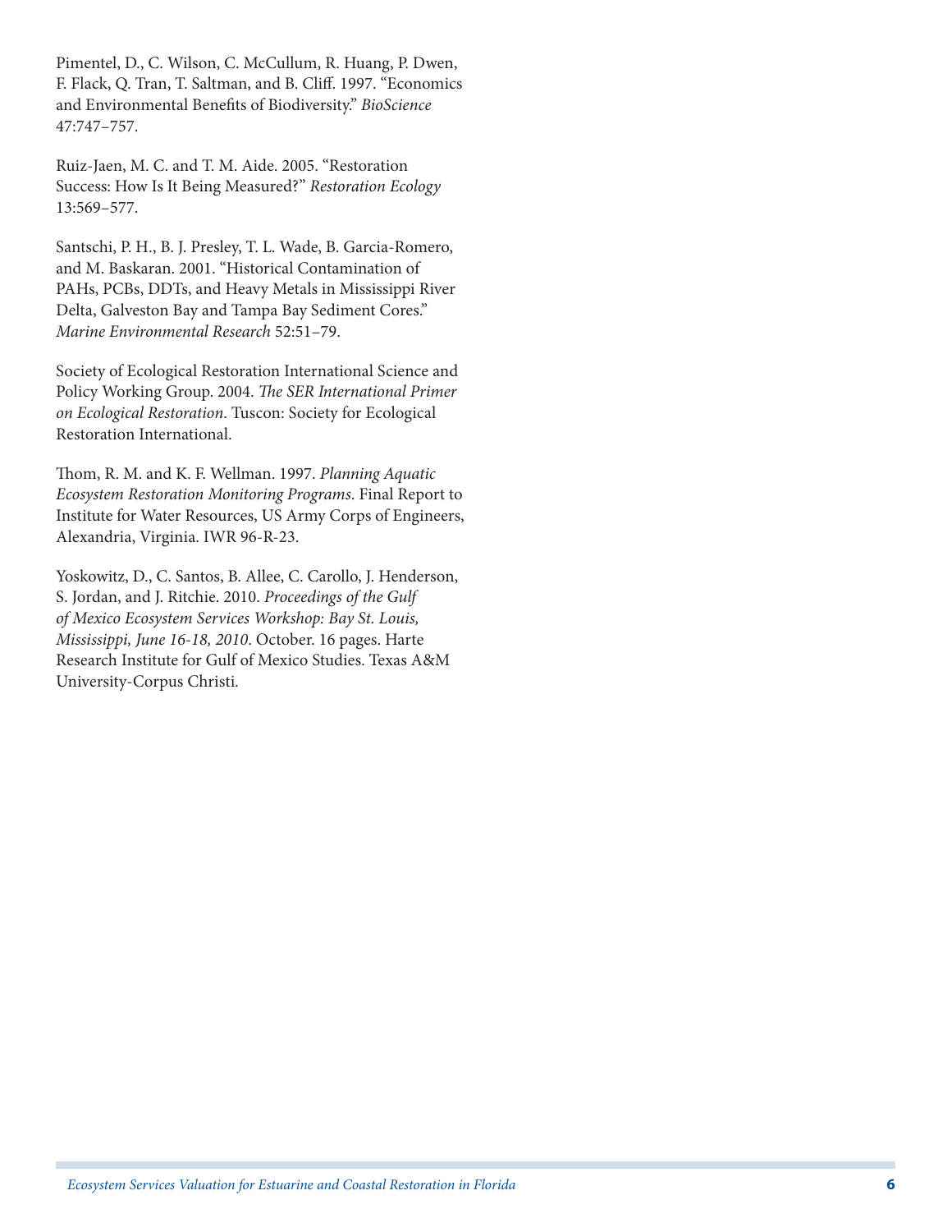Pimentel, D., C. Wilson, C. McCullum, R. Huang, P. Dwen, F. Flack, Q. Tran, T. Saltman, and B. Cliff. 1997. "Economics and Environmental Benefits of Biodiversity." *BioScience* 47:747–757.

Ruiz-Jaen, M. C. and T. M. Aide. 2005. "Restoration Success: How Is It Being Measured?" *Restoration Ecology* 13:569–577.

Santschi, P. H., B. J. Presley, T. L. Wade, B. Garcia-Romero, and M. Baskaran. 2001. "Historical Contamination of PAHs, PCBs, DDTs, and Heavy Metals in Mississippi River Delta, Galveston Bay and Tampa Bay Sediment Cores." *Marine Environmental Research* 52:51–79.

Society of Ecological Restoration International Science and Policy Working Group. 2004. *The SER International Primer on Ecological Restoration*. Tuscon: Society for Ecological Restoration International.

Thom, R. M. and K. F. Wellman. 1997. *Planning Aquatic Ecosystem Restoration Monitoring Programs*. Final Report to Institute for Water Resources, US Army Corps of Engineers, Alexandria, Virginia. IWR 96-R-23.

Yoskowitz, D., C. Santos, B. Allee, C. Carollo, J. Henderson, S. Jordan, and J. Ritchie. 2010. *Proceedings of the Gulf of Mexico Ecosystem Services Workshop: Bay St. Louis, Mississippi, June 16-18, 2010*. October. 16 pages. Harte Research Institute for Gulf of Mexico Studies. Texas A&M University-Corpus Christi.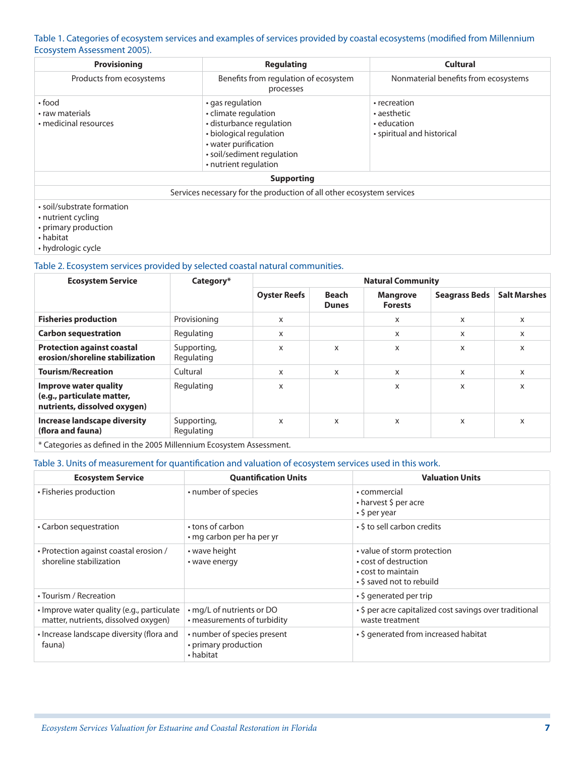Table 1. Categories of ecosystem services and examples of services provided by coastal ecosystems (modified from Millennium Ecosystem Assessment 2005).

| Provisioning | Regulating | Cultural |
|---|---|---|
| Products from ecosystems | Benefits from regulation of ecosystem processes | Nonmaterial benefits from ecosystems |
| • food<br>• raw materials<br>• medicinal resources | • gas regulation<br>• climate regulation<br>• disturbance regulation<br>• biological regulation<br>• water purification<br>• soil/sediment regulation<br>• nutrient regulation | • recreation<br>• aesthetic<br>• education<br>• spiritual and historical |
| **Supporting** | | |
| Services necessary for the production of all other ecosystem services | | |
| • soil/substrate formation<br>• nutrient cycling<br>• primary production<br>• habitat<br>• hydrologic cycle | | |

Table 2. Ecosystem services provided by selected coastal natural communities.

| Ecosystem Service | Category* | Natural Community | | | | |
|---|---|---|---|---|---|---|
| | | Oyster Reefs | Beach Dunes | Mangrove Forests | Seagrass Beds | Salt Marshes |
| **Fisheries production** | Provisioning | x | | x | x | x |
| **Carbon sequestration** | Regulating | x | | x | x | x |
| **Protection against coastal erosion/shoreline stabilization** | Supporting, Regulating | x | x | x | x | x |
| **Tourism/Recreation** | Cultural | x | x | x | x | x |
| **Improve water quality (e.g., particulate matter, nutrients, dissolved oxygen)** | Regulating | x | | x | x | x |
| **Increase landscape diversity (flora and fauna)** | Supporting, Regulating | x | x | x | x | x |

\* Categories as defined in the 2005 Millennium Ecosystem Assessment.

Table 3. Units of measurement for quantification and valuation of ecosystem services used in this work.

| Ecosystem Service | Quantification Units | Valuation Units |
|---|---|---|
| • Fisheries production | • number of species | • commercial<br>• harvest $ per acre<br>• $ per year |
| • Carbon sequestration | • tons of carbon<br>• mg carbon per ha per yr | • $ to sell carbon credits |
| • Protection against coastal erosion / shoreline stabilization | • wave height<br>• wave energy | • value of storm protection<br>• cost of destruction<br>• cost to maintain<br>• $ saved not to rebuild |
| • Tourism / Recreation | | • $ generated per trip |
| • Improve water quality (e.g., particulate matter, nutrients, dissolved oxygen) | • mg/L of nutrients or DO<br>• measurements of turbidity | • $ per acre capitalized cost savings over traditional waste treatment |
| • Increase landscape diversity (flora and fauna) | • number of species present<br>• primary production<br>• habitat | • $ generated from increased habitat |